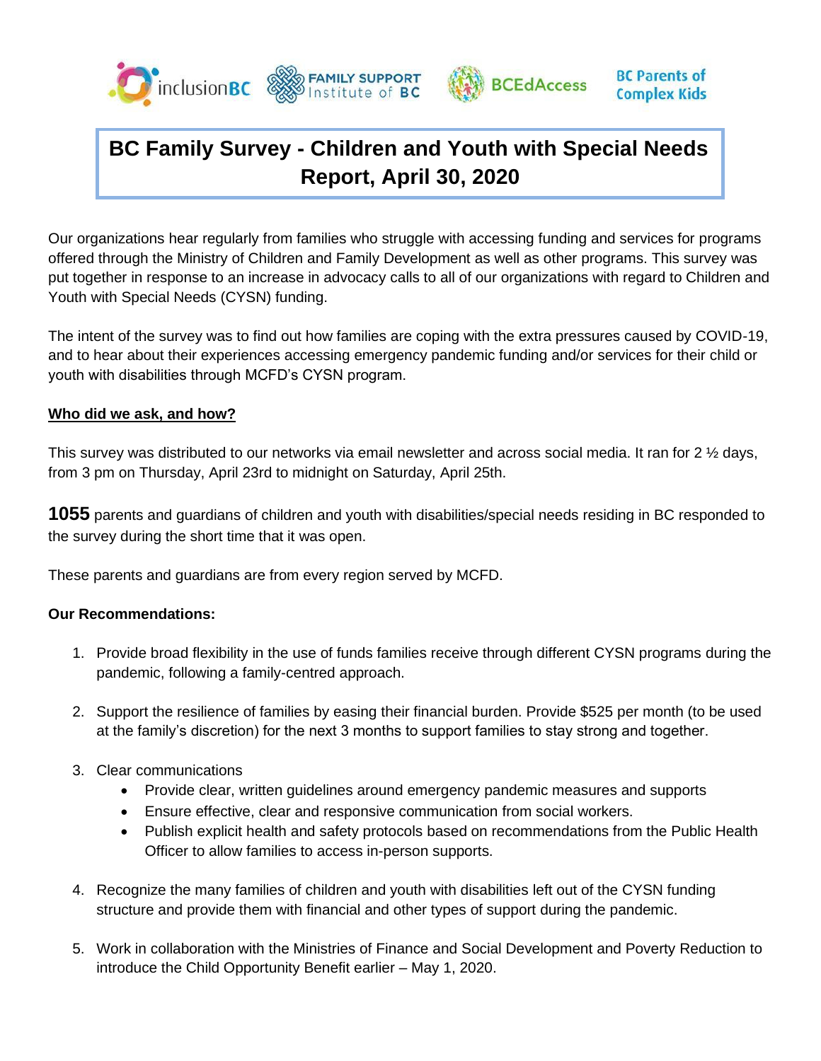inclusionBC | FAMILY SUPPORT Institute of BC | BCEdAccess | BC Parents of Complex Kids

# BC Family Survey - Children and Youth with Special Needs Report, April 30, 2020

Our organizations hear regularly from families who struggle with accessing funding and services for programs offered through the Ministry of Children and Family Development as well as other programs. This survey was put together in response to an increase in advocacy calls to all of our organizations with regard to Children and Youth with Special Needs (CYSN) funding.

The intent of the survey was to find out how families are coping with the extra pressures caused by COVID-19, and to hear about their experiences accessing emergency pandemic funding and/or services for their child or youth with disabilities through MCFD's CYSN program.

## Who did we ask, and how?

This survey was distributed to our networks via email newsletter and across social media. It ran for 2 ½ days, from 3 pm on Thursday, April 23rd to midnight on Saturday, April 25th.

**1055** parents and guardians of children and youth with disabilities/special needs residing in BC responded to the survey during the short time that it was open.

These parents and guardians are from every region served by MCFD.

**Our Recommendations:**

1. Provide broad flexibility in the use of funds families receive through different CYSN programs during the pandemic, following a family-centred approach.
2. Support the resilience of families by easing their financial burden. Provide $525 per month (to be used at the family's discretion) for the next 3 months to support families to stay strong and together.
3. Clear communications
   - Provide clear, written guidelines around emergency pandemic measures and supports
   - Ensure effective, clear and responsive communication from social workers.
   - Publish explicit health and safety protocols based on recommendations from the Public Health Officer to allow families to access in-person supports.
4. Recognize the many families of children and youth with disabilities left out of the CYSN funding structure and provide them with financial and other types of support during the pandemic.
5. Work in collaboration with the Ministries of Finance and Social Development and Poverty Reduction to introduce the Child Opportunity Benefit earlier – May 1, 2020.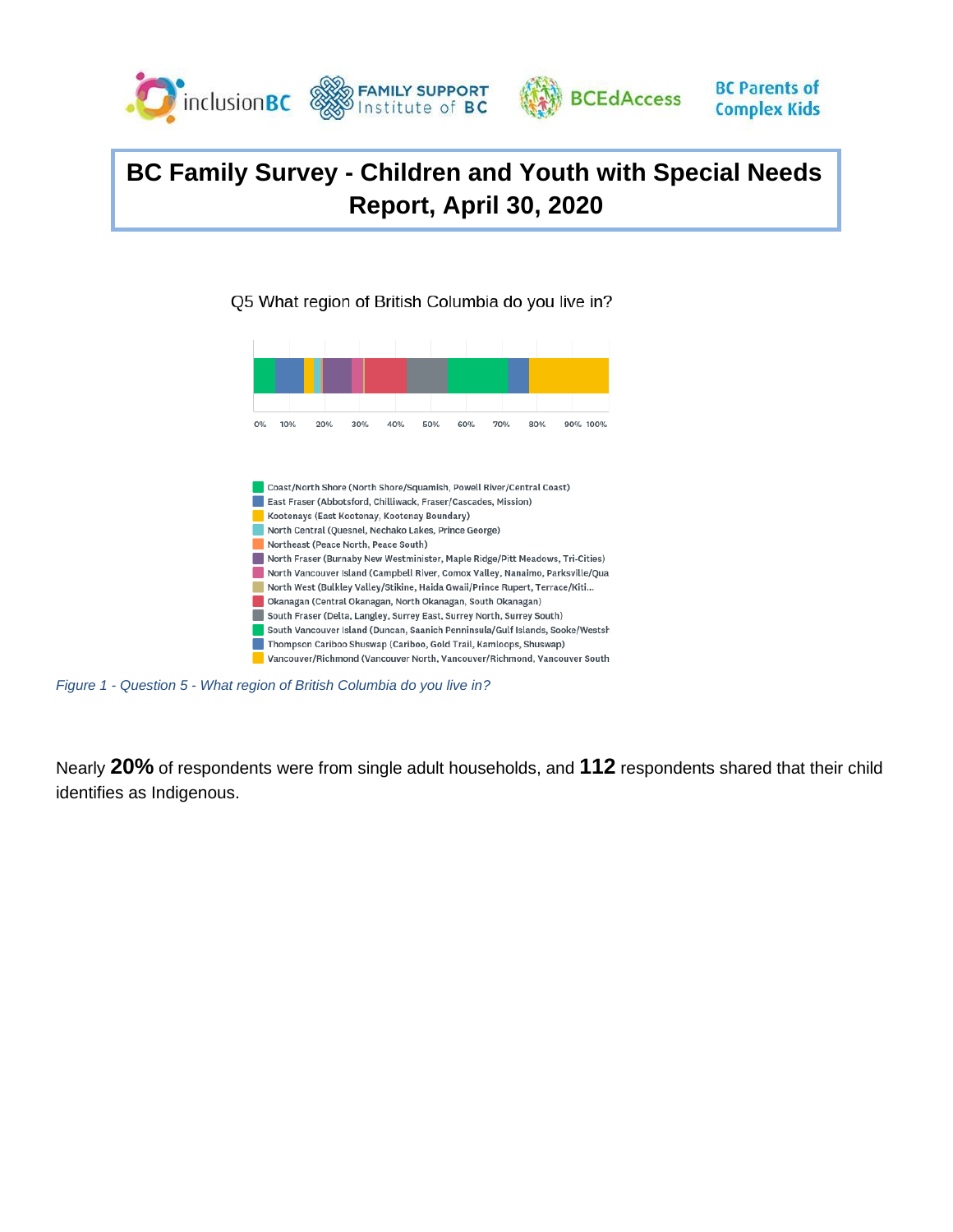# BC Family Survey - Children and Youth with Special Needs Report, April 30, 2020

Q5 What region of British Columbia do you live in?

0% 10% 20% 30% 40% 50% 60% 70% 80% 90% 100%

- Coast/North Shore (North Shore/Squamish, Powell River/Central Coast)
- East Fraser (Abbotsford, Chilliwack, Fraser/Cascades, Mission)
- Kootenays (East Kootenay, Kootenay Boundary)
- North Central (Quesnel, Nechako Lakes, Prince George)
- Northeast (Peace North, Peace South)
- North Fraser (Burnaby New Westminister, Maple Ridge/Pitt Meadows, Tri-Cities)
- North Vancouver Island (Campbell River, Comox Valley, Nanaimo, Parksville/Qua
- North West (Bulkley Valley/Stikine, Haida Gwaii/Prince Rupert, Terrace/Kiti...
- Okanagan (Central Okanagan, North Okanagan, South Okanagan)
- South Fraser (Delta, Langley, Surrey East, Surrey North, Surrey South)
- South Vancouver Island (Duncan, Saanich Penninsula/Gulf Islands, Sooke/Westsh
- Thompson Cariboo Shuswap (Cariboo, Gold Trail, Kamloops, Shuswap)
- Vancouver/Richmond (Vancouver North, Vancouver/Richmond, Vancouver South

*Figure 1 - Question 5 - What region of British Columbia do you live in?*

Nearly **20%** of respondents were from single adult households, and **112** respondents shared that their child identifies as Indigenous.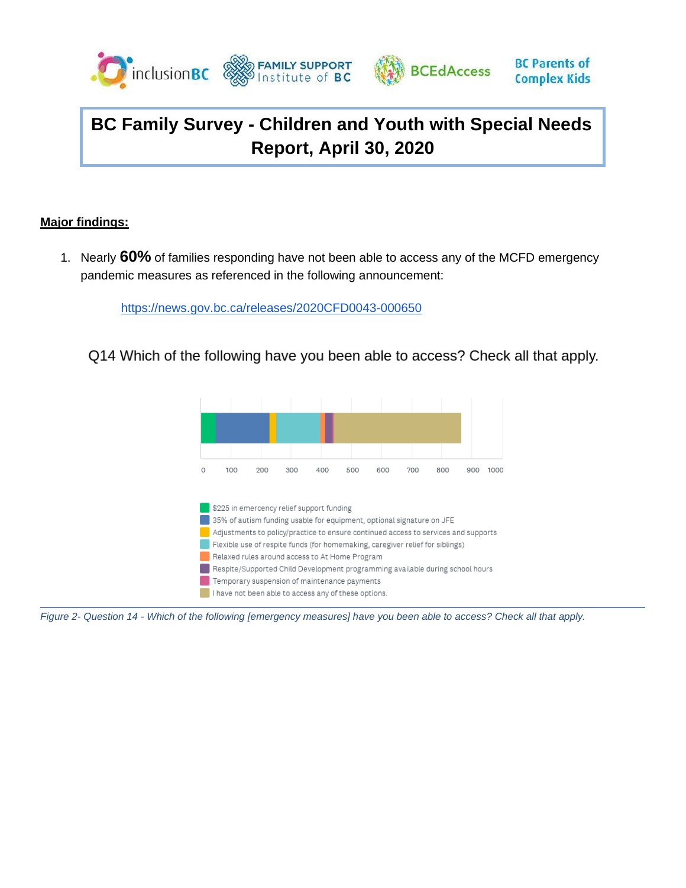# BC Family Survey - Children and Youth with Special Needs Report, April 30, 2020

**Major findings:**

1. Nearly **60%** of families responding have not been able to access any of the MCFD emergency pandemic measures as referenced in the following announcement:

   https://news.gov.bc.ca/releases/2020CFD0043-000650

Q14 Which of the following have you been able to access? Check all that apply.

0 100 200 300 400 500 600 700 800 900 1000

- $225 in emercency relief support funding
- 35% of autism funding usable for equipment, optional signature on JFE
- Adjustments to policy/practice to ensure continued access to services and supports
- Flexible use of respite funds (for homemaking, caregiver relief for siblings)
- Relaxed rules around access to At Home Program
- Respite/Supported Child Development programming available during school hours
- Temporary suspension of maintenance payments
- I have not been able to access any of these options.

*Figure 2- Question 14 - Which of the following [emergency measures] have you been able to access? Check all that apply.*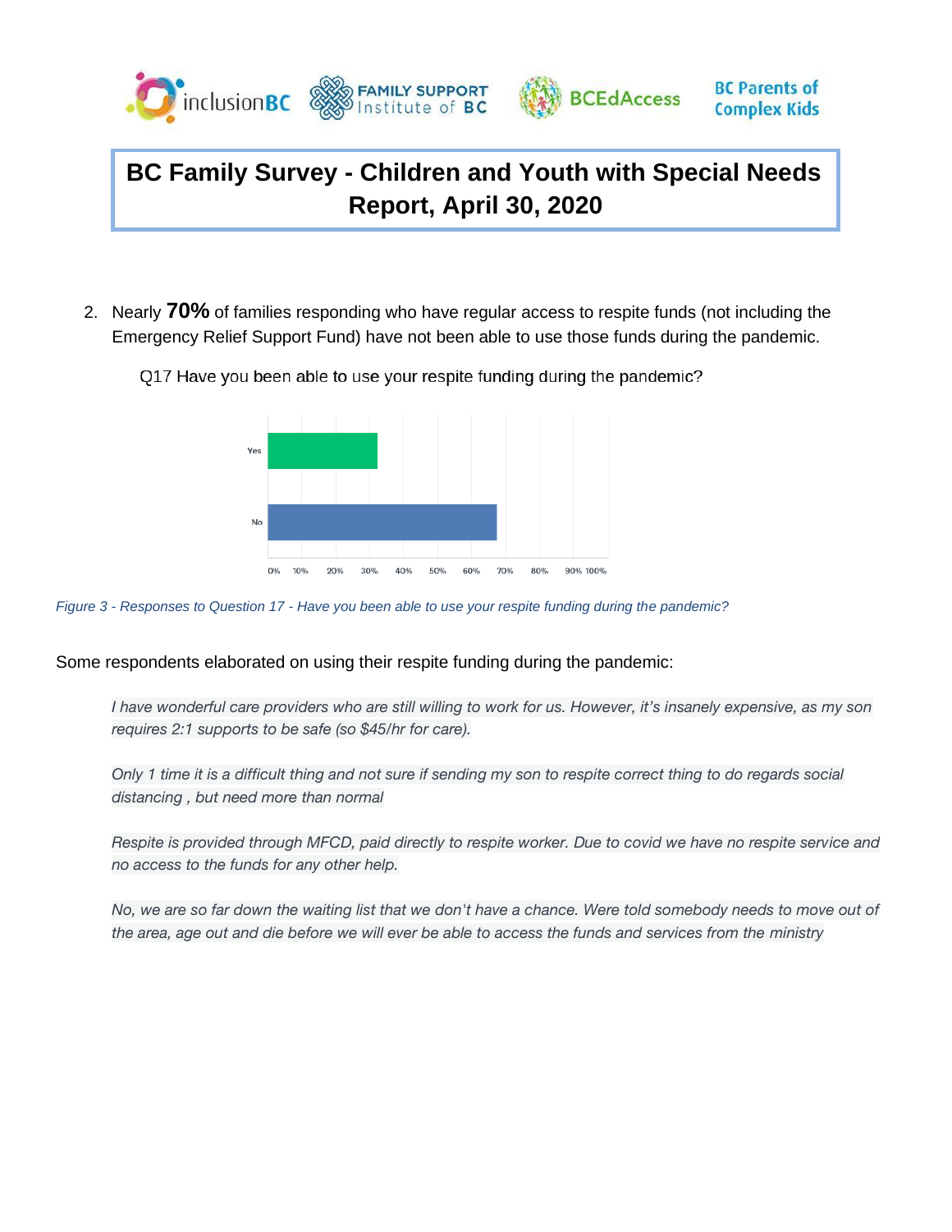2. Nearly **70%** of families responding who have regular access to respite funds (not including the Emergency Relief Support Fund) have not been able to use those funds during the pandemic.

Q17 Have you been able to use your respite funding during the pandemic?

*Figure 3 - Responses to Question 17 - Have you been able to use your respite funding during the pandemic?*

Some respondents elaborated on using their respite funding during the pandemic:

> *I have wonderful care providers who are still willing to work for us. However, it's insanely expensive, as my son requires 2:1 supports to be safe (so $45/hr for care).*

> *Only 1 time it is a difficult thing and not sure if sending my son to respite correct thing to do regards social distancing , but need more than normal*

> *Respite is provided through MFCD, paid directly to respite worker. Due to covid we have no respite service and no access to the funds for any other help.*

> *No, we are so far down the waiting list that we don't have a chance. Were told somebody needs to move out of the area, age out and die before we will ever be able to access the funds and services from the ministry*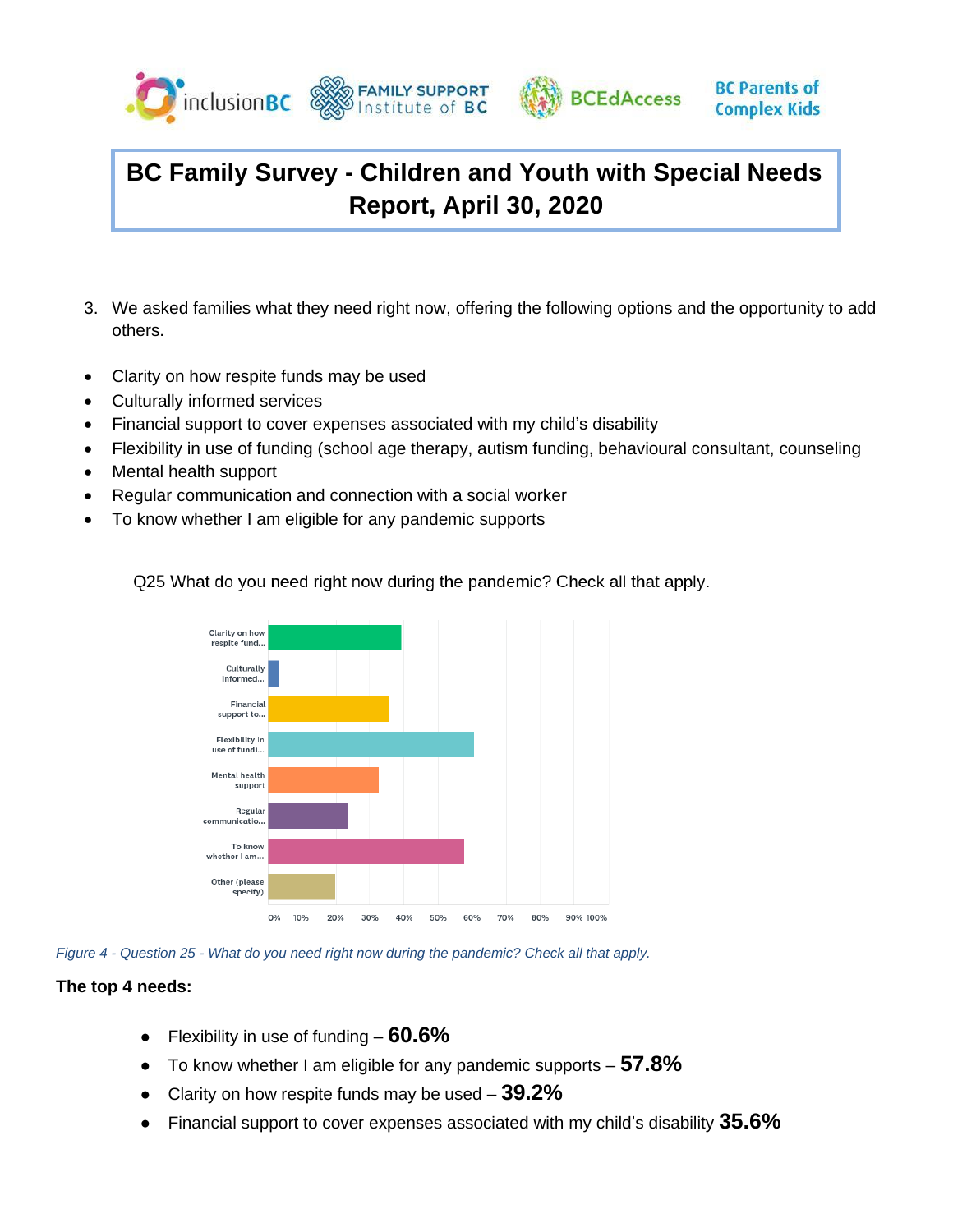# BC Family Survey - Children and Youth with Special Needs Report, April 30, 2020

3. We asked families what they need right now, offering the following options and the opportunity to add others.

- Clarity on how respite funds may be used
- Culturally informed services
- Financial support to cover expenses associated with my child's disability
- Flexibility in use of funding (school age therapy, autism funding, behavioural consultant, counseling
- Mental health support
- Regular communication and connection with a social worker
- To know whether I am eligible for any pandemic supports

Q25 What do you need right now during the pandemic? Check all that apply.

*Figure 4 - Question 25 - What do you need right now during the pandemic? Check all that apply.*

**The top 4 needs:**

- Flexibility in use of funding – **60.6%**
- To know whether I am eligible for any pandemic supports – **57.8%**
- Clarity on how respite funds may be used – **39.2%**
- Financial support to cover expenses associated with my child's disability **35.6%**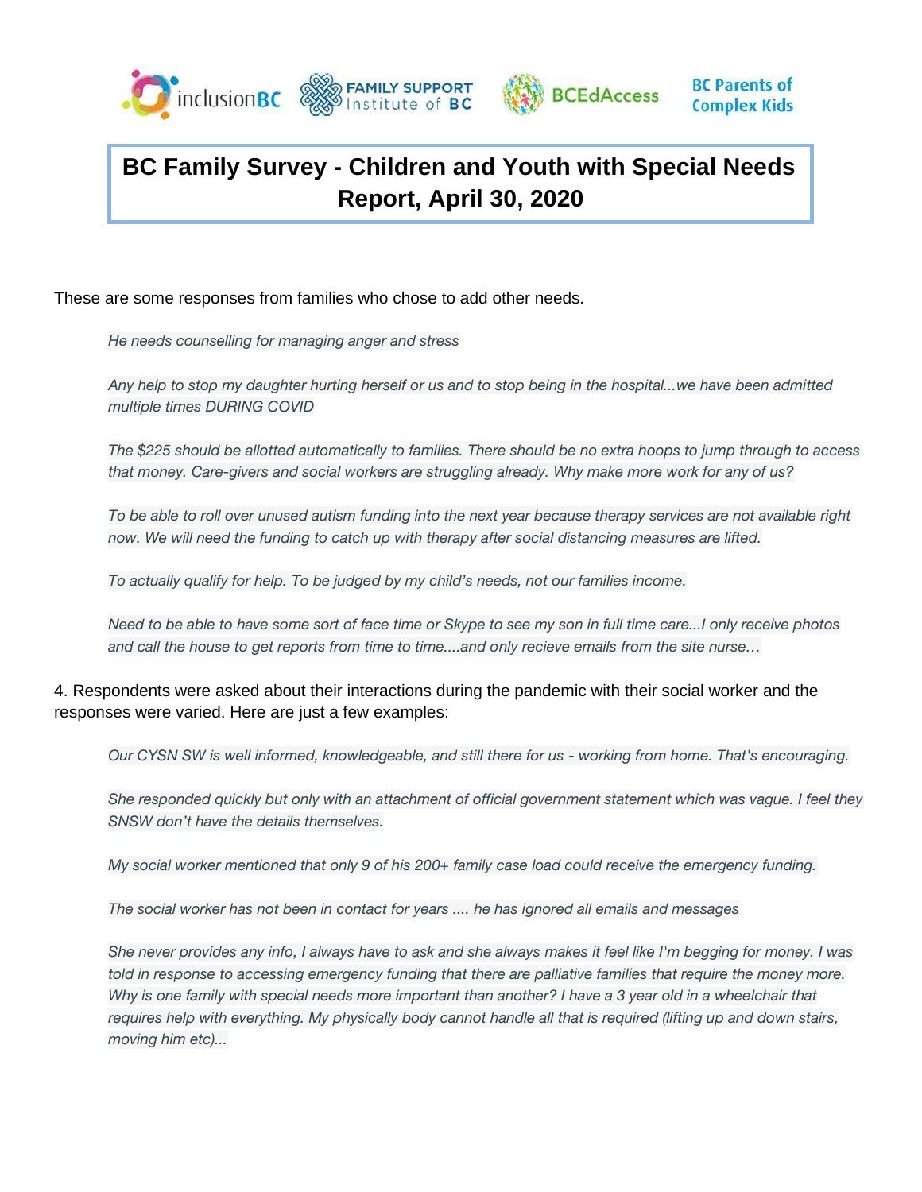# BC Family Survey - Children and Youth with Special Needs Report, April 30, 2020

These are some responses from families who chose to add other needs.

> *He needs counselling for managing anger and stress*
>
> *Any help to stop my daughter hurting herself or us and to stop being in the hospital...we have been admitted multiple times DURING COVID*
>
> *The $225 should be allotted automatically to families. There should be no extra hoops to jump through to access that money. Care-givers and social workers are struggling already. Why make more work for any of us?*
>
> *To be able to roll over unused autism funding into the next year because therapy services are not available right now. We will need the funding to catch up with therapy after social distancing measures are lifted.*
>
> *To actually qualify for help. To be judged by my child's needs, not our families income.*
>
> *Need to be able to have some sort of face time or Skype to see my son in full time care...I only receive photos and call the house to get reports from time to time....and only recieve emails from the site nurse…*

4. Respondents were asked about their interactions during the pandemic with their social worker and the responses were varied. Here are just a few examples:

> *Our CYSN SW is well informed, knowledgeable, and still there for us - working from home. That's encouraging.*
>
> *She responded quickly but only with an attachment of official government statement which was vague. I feel they SNSW don't have the details themselves.*
>
> *My social worker mentioned that only 9 of his 200+ family case load could receive the emergency funding.*
>
> *The social worker has not been in contact for years .... he has ignored all emails and messages*
>
> *She never provides any info, I always have to ask and she always makes it feel like I'm begging for money. I was told in response to accessing emergency funding that there are palliative families that require the money more. Why is one family with special needs more important than another? I have a 3 year old in a wheelchair that requires help with everything. My physically body cannot handle all that is required (lifting up and down stairs, moving him etc)...*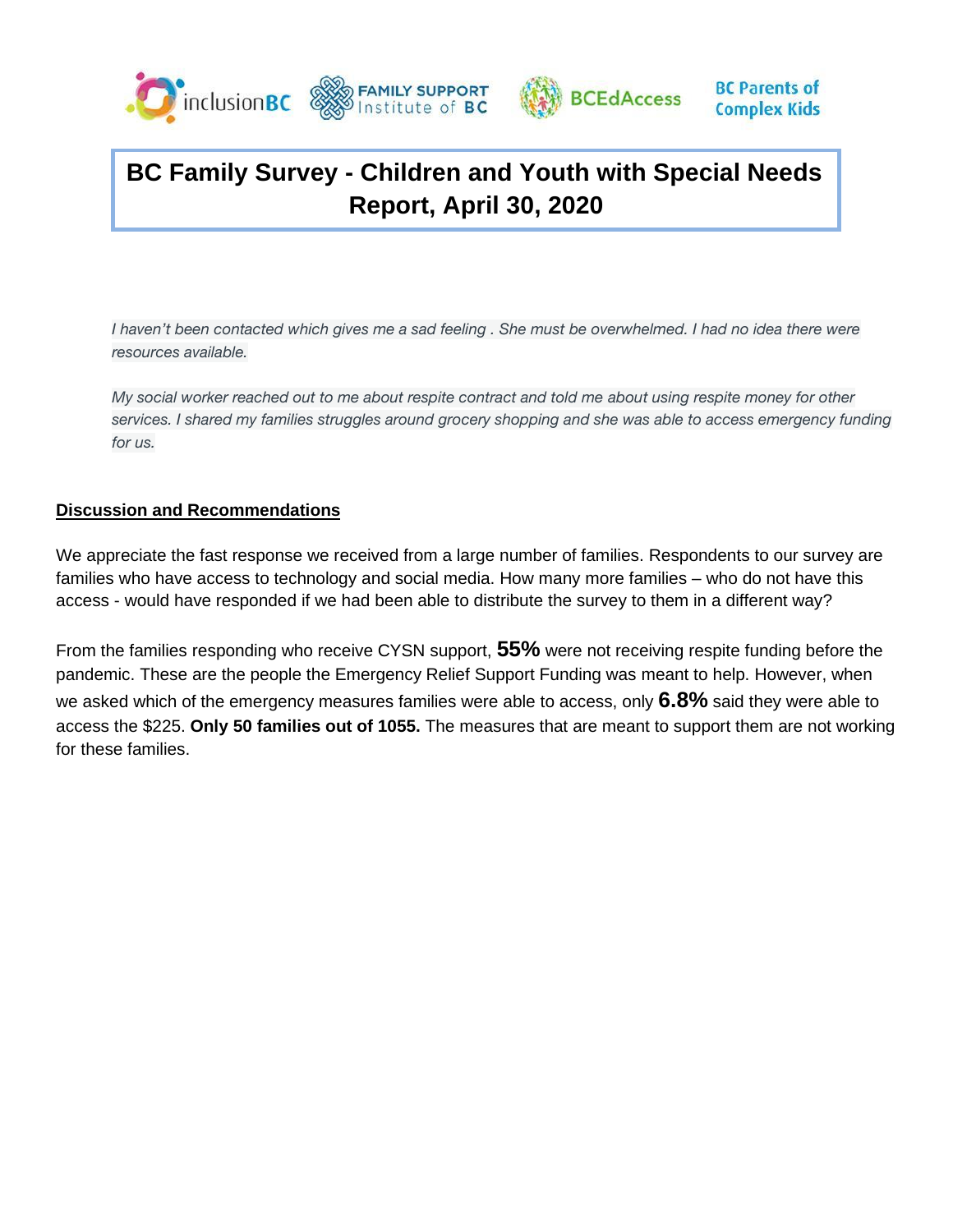# BC Family Survey - Children and Youth with Special Needs Report, April 30, 2020

*I haven't been contacted which gives me a sad feeling . She must be overwhelmed. I had no idea there were resources available.*

*My social worker reached out to me about respite contract and told me about using respite money for other services. I shared my families struggles around grocery shopping and she was able to access emergency funding for us.*

## Discussion and Recommendations

We appreciate the fast response we received from a large number of families. Respondents to our survey are families who have access to technology and social media. How many more families – who do not have this access - would have responded if we had been able to distribute the survey to them in a different way?

From the families responding who receive CYSN support, **55%** were not receiving respite funding before the pandemic. These are the people the Emergency Relief Support Funding was meant to help. However, when we asked which of the emergency measures families were able to access, only **6.8%** said they were able to access the $225. **Only 50 families out of 1055.** The measures that are meant to support them are not working for these families.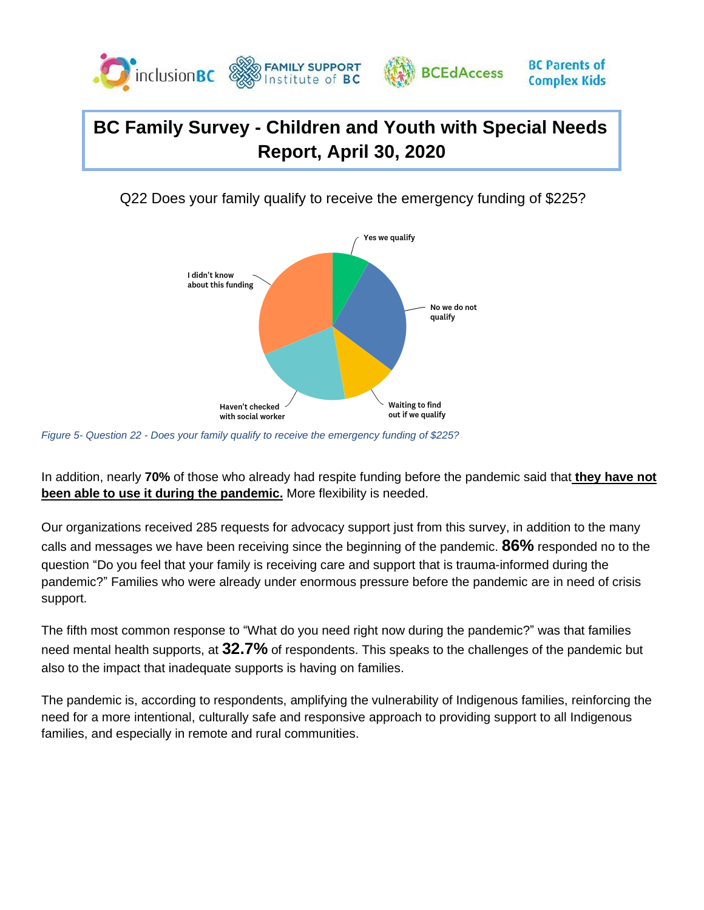# BC Family Survey - Children and Youth with Special Needs Report, April 30, 2020

Q22 Does your family qualify to receive the emergency funding of $225?

Yes we qualify

No we do not qualify

Waiting to find out if we qualify

Haven't checked with social worker

I didn't know about this funding

*Figure 5- Question 22 - Does your family qualify to receive the emergency funding of $225?*

In addition, nearly **70%** of those who already had respite funding before the pandemic said that **they have not been able to use it during the pandemic.** More flexibility is needed.

Our organizations received 285 requests for advocacy support just from this survey, in addition to the many calls and messages we have been receiving since the beginning of the pandemic. **86%** responded no to the question "Do you feel that your family is receiving care and support that is trauma-informed during the pandemic?" Families who were already under enormous pressure before the pandemic are in need of crisis support.

The fifth most common response to "What do you need right now during the pandemic?" was that families need mental health supports, at **32.7%** of respondents. This speaks to the challenges of the pandemic but also to the impact that inadequate supports is having on families.

The pandemic is, according to respondents, amplifying the vulnerability of Indigenous families, reinforcing the need for a more intentional, culturally safe and responsive approach to providing support to all Indigenous families, and especially in remote and rural communities.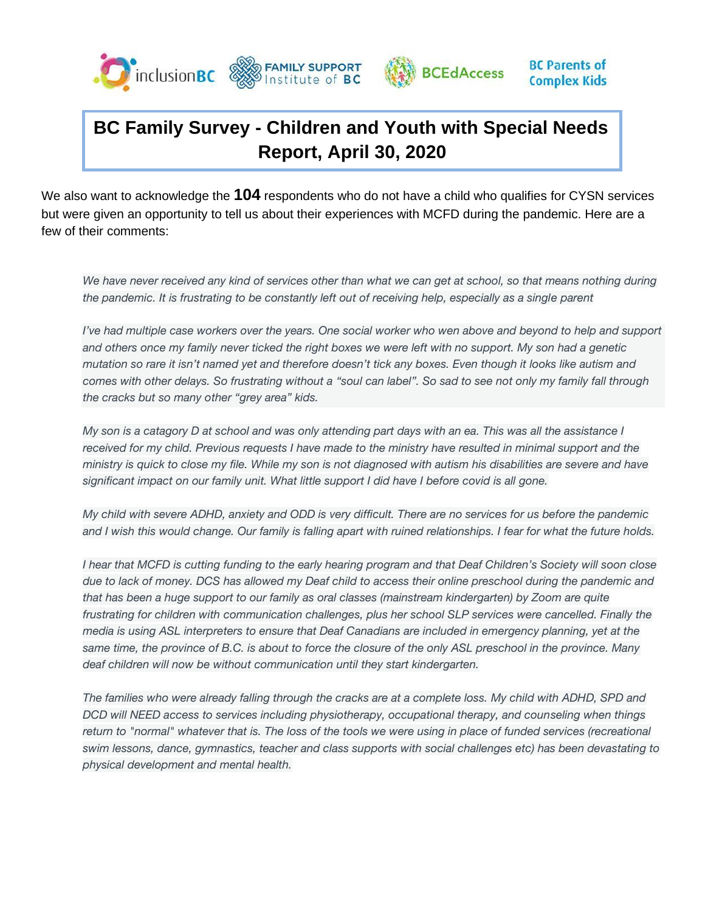# BC Family Survey - Children and Youth with Special Needs Report, April 30, 2020

We also want to acknowledge the **104** respondents who do not have a child who qualifies for CYSN services but were given an opportunity to tell us about their experiences with MCFD during the pandemic. Here are a few of their comments:

> *We have never received any kind of services other than what we can get at school, so that means nothing during the pandemic. It is frustrating to be constantly left out of receiving help, especially as a single parent*

> *I've had multiple case workers over the years. One social worker who wen above and beyond to help and support and others once my family never ticked the right boxes we were left with no support. My son had a genetic mutation so rare it isn't named yet and therefore doesn't tick any boxes. Even though it looks like autism and comes with other delays. So frustrating without a "soul can label". So sad to see not only my family fall through the cracks but so many other "grey area" kids.*

> *My son is a catagory D at school and was only attending part days with an ea. This was all the assistance I received for my child. Previous requests I have made to the ministry have resulted in minimal support and the ministry is quick to close my file. While my son is not diagnosed with autism his disabilities are severe and have significant impact on our family unit. What little support I did have I before covid is all gone.*

> *My child with severe ADHD, anxiety and ODD is very difficult. There are no services for us before the pandemic and I wish this would change. Our family is falling apart with ruined relationships. I fear for what the future holds.*

> *I hear that MCFD is cutting funding to the early hearing program and that Deaf Children's Society will soon close due to lack of money. DCS has allowed my Deaf child to access their online preschool during the pandemic and that has been a huge support to our family as oral classes (mainstream kindergarten) by Zoom are quite frustrating for children with communication challenges, plus her school SLP services were cancelled. Finally the media is using ASL interpreters to ensure that Deaf Canadians are included in emergency planning, yet at the same time, the province of B.C. is about to force the closure of the only ASL preschool in the province. Many deaf children will now be without communication until they start kindergarten.*

> *The families who were already falling through the cracks are at a complete loss. My child with ADHD, SPD and DCD will NEED access to services including physiotherapy, occupational therapy, and counseling when things return to "normal" whatever that is. The loss of the tools we were using in place of funded services (recreational swim lessons, dance, gymnastics, teacher and class supports with social challenges etc) has been devastating to physical development and mental health.*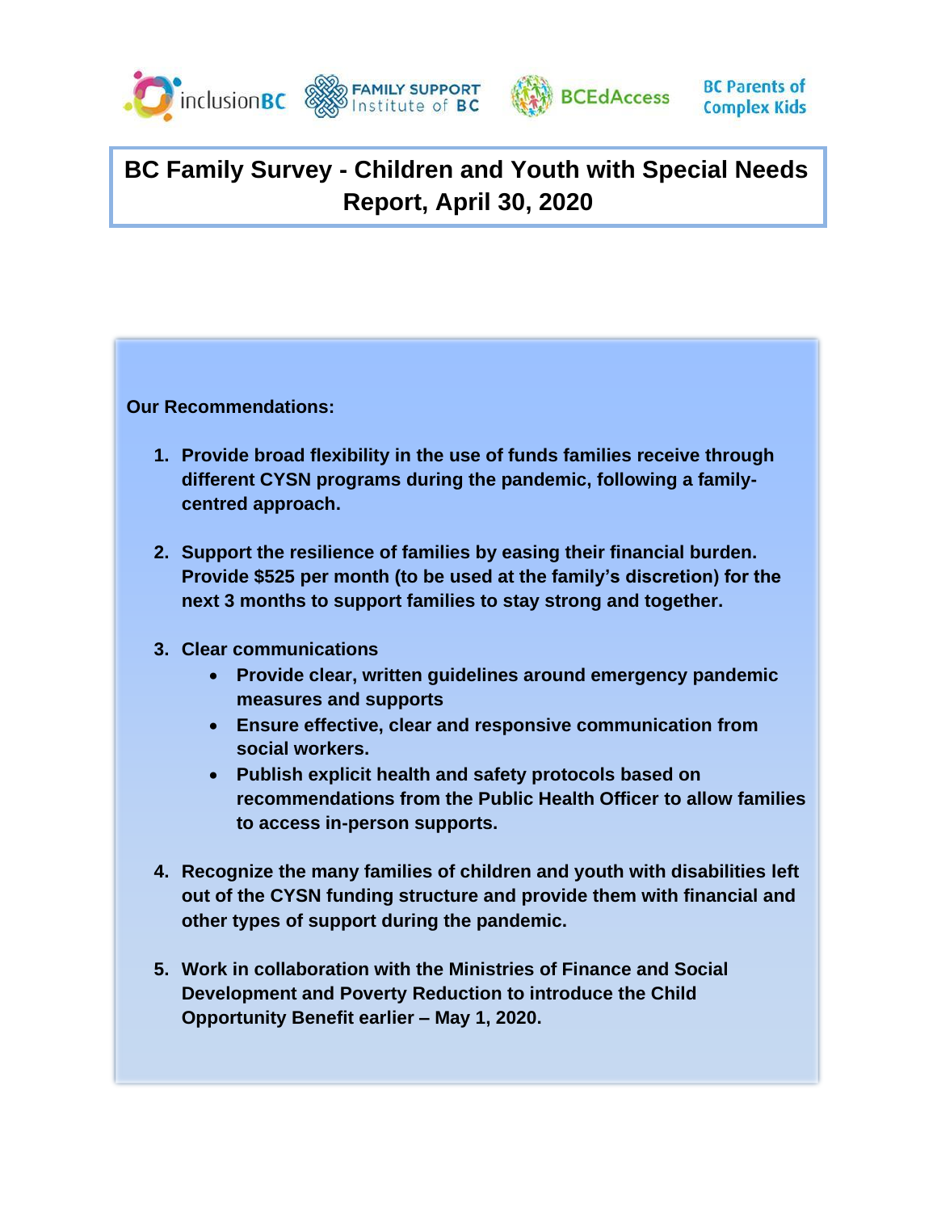inclusionBC FAMILY SUPPORT Institute of BC BCEdAccess BC Parents of Complex Kids

# BC Family Survey - Children and Youth with Special Needs Report, April 30, 2020

**Our Recommendations:**

1. **Provide broad flexibility in the use of funds families receive through different CYSN programs during the pandemic, following a family-centred approach.**

2. **Support the resilience of families by easing their financial burden. Provide $525 per month (to be used at the family's discretion) for the next 3 months to support families to stay strong and together.**

3. **Clear communications**
   - **Provide clear, written guidelines around emergency pandemic measures and supports**
   - **Ensure effective, clear and responsive communication from social workers.**
   - **Publish explicit health and safety protocols based on recommendations from the Public Health Officer to allow families to access in-person supports.**

4. **Recognize the many families of children and youth with disabilities left out of the CYSN funding structure and provide them with financial and other types of support during the pandemic.**

5. **Work in collaboration with the Ministries of Finance and Social Development and Poverty Reduction to introduce the Child Opportunity Benefit earlier – May 1, 2020.**